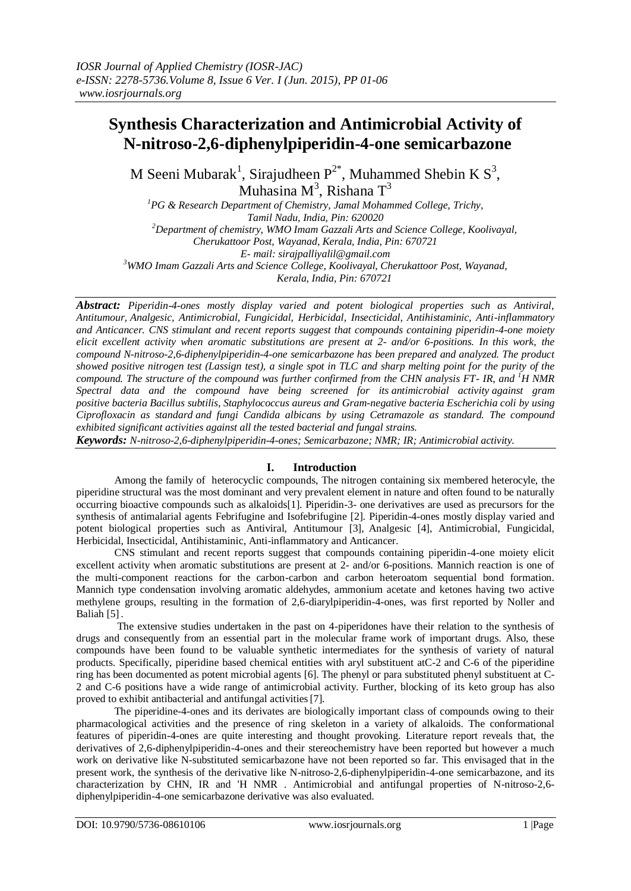# Synthesis Characterization and Antimicrobial Activity of N-nitroso-2,6-diphenylpiperidin-4-one semicarbazone

M Seeni Mubarak[1], Sirajudheen P[2*], Muhammed Shebin K S[3], Muhasina M[3], Rishana T[3]

[1]PG & Research Department of Chemistry, Jamal Mohammed College, Trichy, Tamil Nadu, India, Pin: 620020

[2]Department of chemistry, WMO Imam Gazzali Arts and Science College, Koolivayal, Cherukattoor Post, Wayanad, Kerala, India, Pin: 670721

E- mail: sirajpalliyalil@gmail.com

[3]WMO Imam Gazzali Arts and Science College, Koolivayal, Cherukattoor Post, Wayanad, Kerala, India, Pin: 670721

***Abstract:*** *Piperidin-4-ones mostly display varied and potent biological properties such as Antiviral, Antitumour, Analgesic, Antimicrobial, Fungicidal, Herbicidal, Insecticidal, Antihistaminic, Anti-inflammatory and Anticancer. CNS stimulant and recent reports suggest that compounds containing piperidin-4-one moiety elicit excellent activity when aromatic substitutions are present at 2- and/or 6-positions. In this work, the compound N-nitroso-2,6-diphenylpiperidin-4-one semicarbazone has been prepared and analyzed. The product showed positive nitrogen test (Lassign test), a single spot in TLC and sharp melting point for the purity of the compound. The structure of the compound was further confirmed from the CHN analysis FT- IR, and $^{1}H$ NMR Spectral data and the compound have being screened for its antimicrobial activity against gram positive bacteria Bacillus subtilis, Staphylococcus aureus and Gram-negative bacteria Escherichia coli by using Ciprofloxacin as standard and fungi Candida albicans by using Cetramazole as standard. The compound exhibited significant activities against all the tested bacterial and fungal strains.*

***Keywords:*** *N-nitroso-2,6-diphenylpiperidin-4-ones; Semicarbazone; NMR; IR; Antimicrobial activity.*

## I. Introduction

Among the family of heterocyclic compounds, The nitrogen containing six membered heterocyle, the piperidine structural was the most dominant and very prevalent element in nature and often found to be naturally occurring bioactive compounds such as alkaloids[1]. Piperidin-3- one derivatives are used as precursors for the synthesis of antimalarial agents Febrifugine and Isofebrifugine [2]. Piperidin-4-ones mostly display varied and potent biological properties such as Antiviral, Antitumour [3], Analgesic [4], Antimicrobial, Fungicidal, Herbicidal, Insecticidal, Antihistaminic, Anti-inflammatory and Anticancer.

CNS stimulant and recent reports suggest that compounds containing piperidin-4-one moiety elicit excellent activity when aromatic substitutions are present at 2- and/or 6-positions. Mannich reaction is one of the multi-component reactions for the carbon-carbon and carbon heteroatom sequential bond formation. Mannich type condensation involving aromatic aldehydes, ammonium acetate and ketones having two active methylene groups, resulting in the formation of 2,6-diarylpiperidin-4-ones, was first reported by Noller and Baliah [5].

The extensive studies undertaken in the past on 4-piperidones have their relation to the synthesis of drugs and consequently from an essential part in the molecular frame work of important drugs. Also, these compounds have been found to be valuable synthetic intermediates for the synthesis of variety of natural products. Specifically, piperidine based chemical entities with aryl substituent atC-2 and C-6 of the piperidine ring has been documented as potent microbial agents [6]. The phenyl or para substituted phenyl substituent at C-2 and C-6 positions have a wide range of antimicrobial activity. Further, blocking of its keto group has also proved to exhibit antibacterial and antifungal activities [7].

The piperidine-4-ones and its derivates are biologically important class of compounds owing to their pharmacological activities and the presence of ring skeleton in a variety of alkaloids. The conformational features of piperidin-4-ones are quite interesting and thought provoking. Literature report reveals that, the derivatives of 2,6-diphenylpiperidin-4-ones and their stereochemistry have been reported but however a much work on derivative like N-substituted semicarbazone have not been reported so far. This envisaged that in the present work, the synthesis of the derivative like N-nitroso-2,6-diphenylpiperidin-4-one semicarbazone, and its characterization by CHN, IR and 'H NMR . Antimicrobial and antifungal properties of N-nitroso-2,6-diphenylpiperidin-4-one semicarbazone derivative was also evaluated.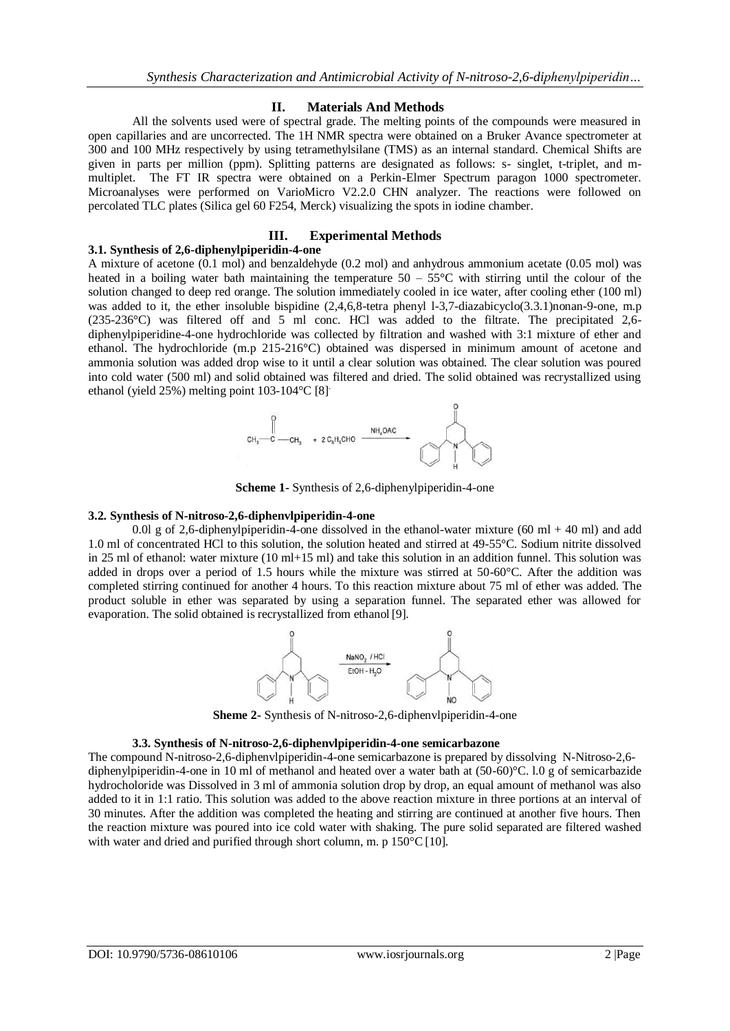## II. Materials And Methods

All the solvents used were of spectral grade. The melting points of the compounds were measured in open capillaries and are uncorrected. The 1H NMR spectra were obtained on a Bruker Avance spectrometer at 300 and 100 MHz respectively by using tetramethylsilane (TMS) as an internal standard. Chemical Shifts are given in parts per million (ppm). Splitting patterns are designated as follows: s- singlet, t-triplet, and m-multiplet. The FT IR spectra were obtained on a Perkin-Elmer Spectrum paragon 1000 spectrometer. Microanalyses were performed on VarioMicro V2.2.0 CHN analyzer. The reactions were followed on percolated TLC plates (Silica gel 60 F254, Merck) visualizing the spots in iodine chamber.

## III. Experimental Methods

### 3.1. Synthesis of 2,6-diphenylpiperidin-4-one

A mixture of acetone (0.1 mol) and benzaldehyde (0.2 mol) and anhydrous ammonium acetate (0.05 mol) was heated in a boiling water bath maintaining the temperature 50 – 55°C with stirring until the colour of the solution changed to deep red orange. The solution immediately cooled in ice water, after cooling ether (100 ml) was added to it, the ether insoluble bispidine (2,4,6,8-tetra phenyl l-3,7-diazabicyclo(3.3.1)nonan-9-one, m.p (235-236°C) was filtered off and 5 ml conc. HCl was added to the filtrate. The precipitated 2,6-diphenylpiperidine-4-one hydrochloride was collected by filtration and washed with 3:1 mixture of ether and ethanol. The hydrochloride (m.p 215-216°C) obtained was dispersed in minimum amount of acetone and ammonia solution was added drop wise to it until a clear solution was obtained. The clear solution was poured into cold water (500 ml) and solid obtained was filtered and dried. The solid obtained was recrystallized using ethanol (yield 25%) melting point 103-104°C [8].

$$CH_3-CO-CH_3 + 2\,C_6H_5CHO \xrightarrow{NH_4OAC}$$

**Scheme 1-** Synthesis of 2,6-diphenylpiperidin-4-one

### 3.2. Synthesis of N-nitroso-2,6-diphenvlpiperidin-4-one

0.0l g of 2,6-diphenylpiperidin-4-one dissolved in the ethanol-water mixture (60 ml + 40 ml) and add 1.0 ml of concentrated HCl to this solution, the solution heated and stirred at 49-55°C. Sodium nitrite dissolved in 25 ml of ethanol: water mixture (10 ml+15 ml) and take this solution in an addition funnel. This solution was added in drops over a period of 1.5 hours while the mixture was stirred at 50-60°C. After the addition was completed stirring continued for another 4 hours. To this reaction mixture about 75 ml of ether was added. The product soluble in ether was separated by using a separation funnel. The separated ether was allowed for evaporation. The solid obtained is recrystallized from ethanol [9].

$$\xrightarrow[EtOH - H_2O]{NaNO_2\ /\ HCl}$$

**Sheme 2-** Synthesis of N-nitroso-2,6-diphenvlpiperidin-4-one

### 3.3. Synthesis of N-nitroso-2,6-diphenvlpiperidin-4-one semicarbazone

The compound N-nitroso-2,6-diphenvlpiperidin-4-one semicarbazone is prepared by dissolving N-Nitroso-2,6-diphenylpiperidin-4-one in 10 ml of methanol and heated over a water bath at (50-60)°C. l.0 g of semicarbazide hydrocholoride was Dissolved in 3 ml of ammonia solution drop by drop, an equal amount of methanol was also added to it in 1:1 ratio. This solution was added to the above reaction mixture in three portions at an interval of 30 minutes. After the addition was completed the heating and stirring are continued at another five hours. Then the reaction mixture was poured into ice cold water with shaking. The pure solid separated are filtered washed with water and dried and purified through short column, m. p 150°C [10].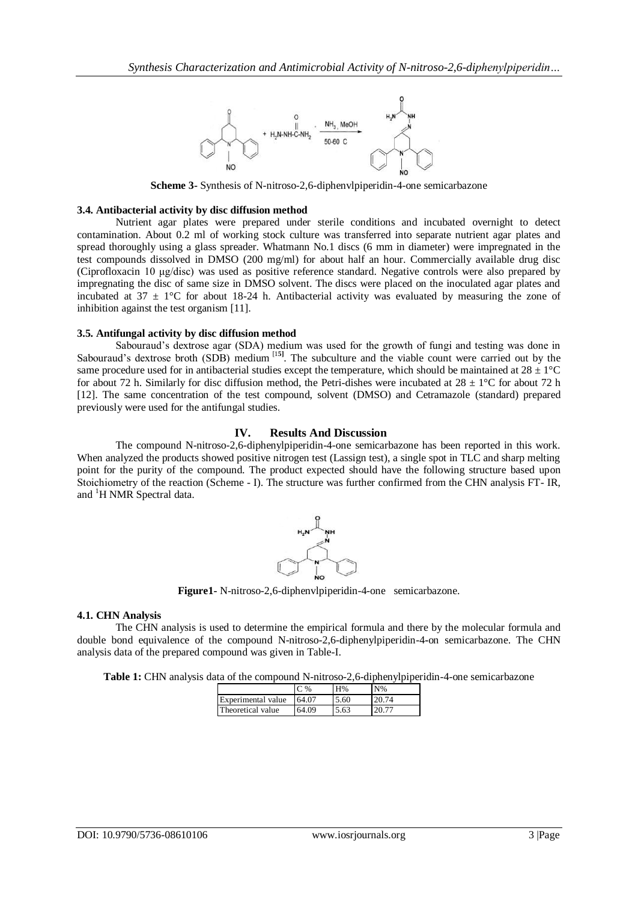**Scheme 3-** Synthesis of N-nitroso-2,6-diphenvlpiperidin-4-one semicarbazone

### 3.4. Antibacterial activity by disc diffusion method

Nutrient agar plates were prepared under sterile conditions and incubated overnight to detect contamination. About 0.2 ml of working stock culture was transferred into separate nutrient agar plates and spread thoroughly using a glass spreader. Whatmann No.1 discs (6 mm in diameter) were impregnated in the test compounds dissolved in DMSO (200 mg/ml) for about half an hour. Commercially available drug disc (Ciprofloxacin 10 μg/disc) was used as positive reference standard. Negative controls were also prepared by impregnating the disc of same size in DMSO solvent. The discs were placed on the inoculated agar plates and incubated at 37 ± 1°C for about 18-24 h. Antibacterial activity was evaluated by measuring the zone of inhibition against the test organism [11].

### 3.5. Antifungal activity by disc diffusion method

Sabouraud's dextrose agar (SDA) medium was used for the growth of fungi and testing was done in Sabouraud's dextrose broth (SDB) medium [15]. The subculture and the viable count were carried out by the same procedure used for in antibacterial studies except the temperature, which should be maintained at 28 ± 1°C for about 72 h. Similarly for disc diffusion method, the Petri-dishes were incubated at 28 ± 1°C for about 72 h [12]. The same concentration of the test compound, solvent (DMSO) and Cetramazole (standard) prepared previously were used for the antifungal studies.

## IV. Results And Discussion

The compound N-nitroso-2,6-diphenylpiperidin-4-one semicarbazone has been reported in this work. When analyzed the products showed positive nitrogen test (Lassign test), a single spot in TLC and sharp melting point for the purity of the compound. The product expected should have the following structure based upon Stoichiometry of the reaction (Scheme - I). The structure was further confirmed from the CHN analysis FT- IR, and $^1$H NMR Spectral data.

**Figure1-** N-nitroso-2,6-diphenvlpiperidin-4-one semicarbazone.

### 4.1. CHN Analysis

The CHN analysis is used to determine the empirical formula and there by the molecular formula and double bond equivalence of the compound N-nitroso-2,6-diphenylpiperidin-4-on semicarbazone. The CHN analysis data of the prepared compound was given in Table-I.

**Table 1:** CHN analysis data of the compound N-nitroso-2,6-diphenylpiperidin-4-one semicarbazone

| | C % | H% | N% |
|---|---|---|---|
| Experimental value | 64.07 | 5.60 | 20.74 |
| Theoretical value | 64.09 | 5.63 | 20.77 |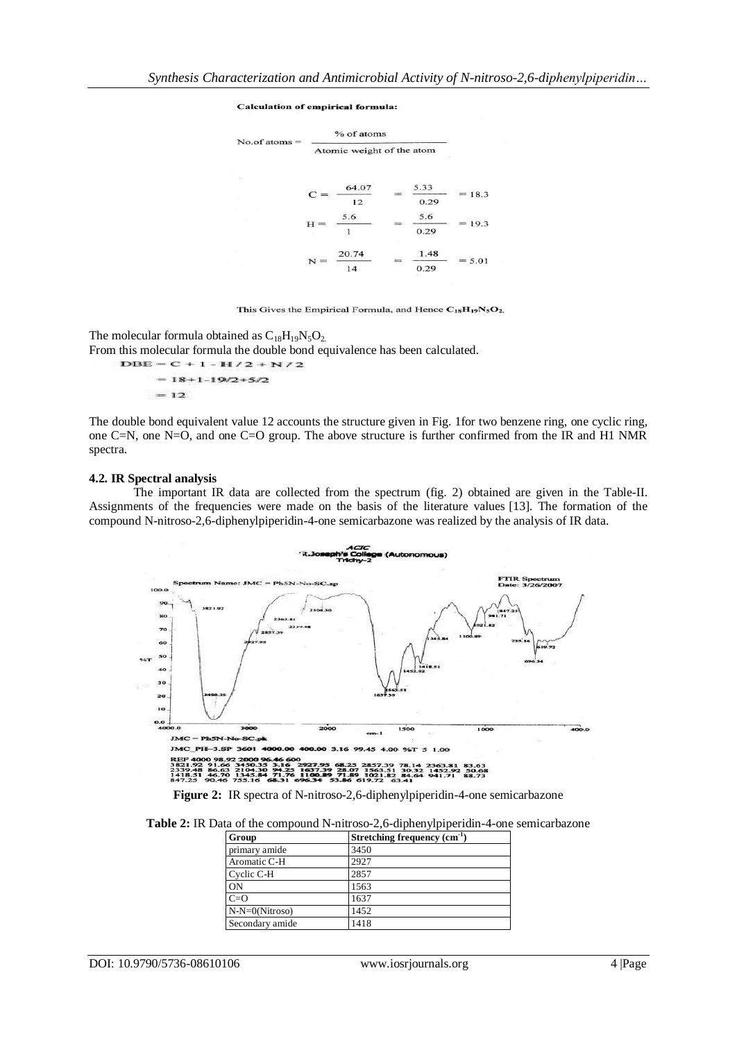**Calculation of empirical formula:**

$$\text{No. of atoms} = \frac{\%\text{ of atoms}}{\text{Atomic weight of the atom}}$$

$$C = \frac{64.07}{12} = \frac{5.33}{0.29} = 18.3$$

$$H = \frac{5.6}{1} = \frac{5.6}{0.29} = 19.3$$

$$N = \frac{20.74}{14} = \frac{1.48}{0.29} = 5.01$$

This Gives the Empirical Formula, and Hence $C_{18}H_{19}N_5O_2$.

The molecular formula obtained as $C_{18}H_{19}N_5O_2$.

From this molecular formula the double bond equivalence has been calculated.

$$DBE = C + 1 - H/2 + N/2$$

$$= 18+1-19/2+5/2$$

$$= 12$$

The double bond equivalent value 12 accounts the structure given in Fig. 1for two benzene ring, one cyclic ring, one C=N, one N=O, and one C=O group. The above structure is further confirmed from the IR and H1 NMR spectra.

### 4.2. IR Spectral analysis

The important IR data are collected from the spectrum (fig. 2) obtained are given in the Table-II. Assignments of the frequencies were made on the basis of the literature values [13]. The formation of the compound N-nitroso-2,6-diphenylpiperidin-4-one semicarbazone was realized by the analysis of IR data.

**Figure 2:** IR spectra of N-nitroso-2,6-diphenylpiperidin-4-one semicarbazone

**Table 2:** IR Data of the compound N-nitroso-2,6-diphenylpiperidin-4-one semicarbazone

| Group | Stretching frequency ($cm^{-1}$) |
|---|---|
| primary amide | 3450 |
| Aromatic C-H | 2927 |
| Cyclic C-H | 2857 |
| ON | 1563 |
| C=O | 1637 |
| N-N=0(Nitroso) | 1452 |
| Secondary amide | 1418 |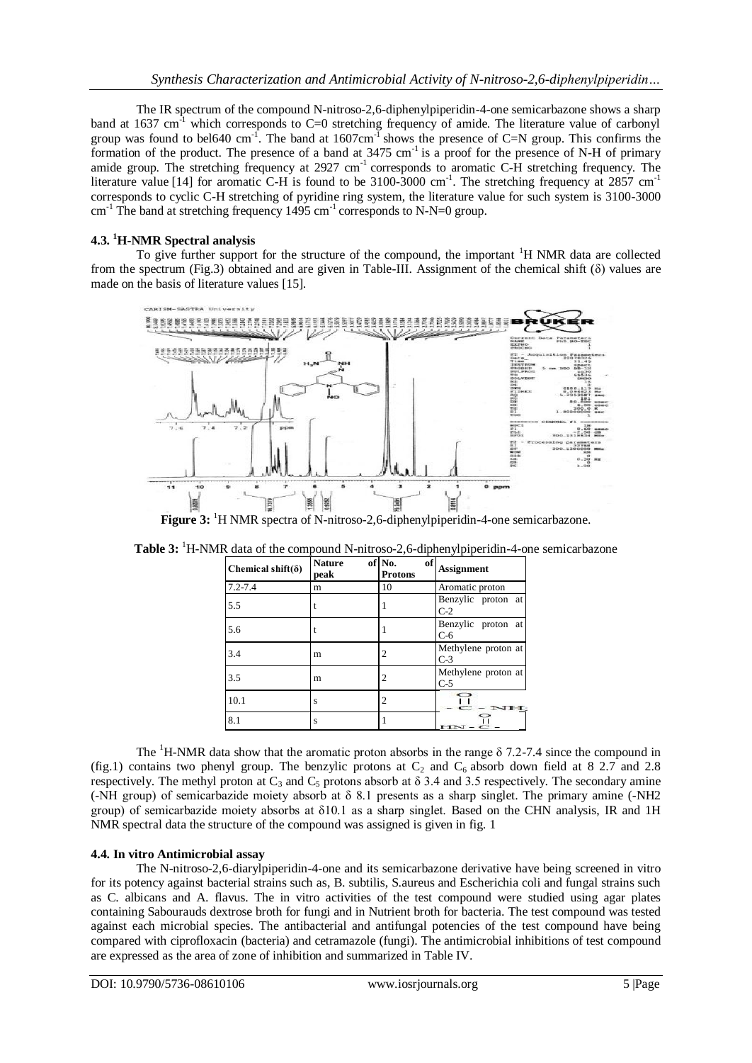The IR spectrum of the compound N-nitroso-2,6-diphenylpiperidin-4-one semicarbazone shows a sharp band at 1637 $cm^{-1}$ which corresponds to C=0 stretching frequency of amide. The literature value of carbonyl group was found to bel640 $cm^{-1}$. The band at 1607$cm^{-1}$ shows the presence of C=N group. This confirms the formation of the product. The presence of a band at 3475 $cm^{-1}$ is a proof for the presence of N-H of primary amide group. The stretching frequency at 2927 $cm^{-1}$ corresponds to aromatic C-H stretching frequency. The literature value [14] for aromatic C-H is found to be 3100-3000 $cm^{-1}$. The stretching frequency at 2857 $cm^{-1}$ corresponds to cyclic C-H stretching of pyridine ring system, the literature value for such system is 3100-3000 $cm^{-1}$ The band at stretching frequency 1495 $cm^{-1}$ corresponds to N-N=0 group.

### 4.3. $^{1}$H-NMR Spectral analysis

To give further support for the structure of the compound, the important $^{1}$H NMR data are collected from the spectrum (Fig.3) obtained and are given in Table-III. Assignment of the chemical shift (δ) values are made on the basis of literature values [15].

**Figure 3:** $^{1}$H NMR spectra of N-nitroso-2,6-diphenylpiperidin-4-one semicarbazone.

**Table 3:** $^{1}$H-NMR data of the compound N-nitroso-2,6-diphenylpiperidin-4-one semicarbazone

| Chemical shift(δ) | Nature of peak | No. of Protons | Assignment |
|---|---|---|---|
| 7.2-7.4 | m | 10 | Aromatic proton |
| 5.5 | t | 1 | Benzylic proton at C-2 |
| 5.6 | t | 1 | Benzylic proton at C-6 |
| 3.4 | m | 2 | Methylene proton at C-3 |
| 3.5 | m | 2 | Methylene proton at C-5 |
| 10.1 | s | 2 | -C(=O)-NH$_2$ |
| 8.1 | s | 1 | HN-C(=O)- |

The $^{1}$H-NMR data show that the aromatic proton absorbs in the range δ 7.2-7.4 since the compound in (fig.1) contains two phenyl group. The benzylic protons at $C_2$ and $C_6$ absorb down field at 8 2.7 and 2.8 respectively. The methyl proton at $C_3$ and $C_5$ protons absorb at δ 3.4 and 3.5 respectively. The secondary amine (-NH group) of semicarbazide moiety absorb at δ 8.1 presents as a sharp singlet. The primary amine (-NH2 group) of semicarbazide moiety absorbs at δ10.1 as a sharp singlet. Based on the CHN analysis, IR and 1H NMR spectral data the structure of the compound was assigned is given in fig. 1

### 4.4. In vitro Antimicrobial assay

The N-nitroso-2,6-diarylpiperidin-4-one and its semicarbazone derivative have being screened in vitro for its potency against bacterial strains such as, B. subtilis, S.aureus and Escherichia coli and fungal strains such as C. albicans and A. flavus. The in vitro activities of the test compound were studied using agar plates containing Sabourauds dextrose broth for fungi and in Nutrient broth for bacteria. The test compound was tested against each microbial species. The antibacterial and antifungal potencies of the test compound have being compared with ciprofloxacin (bacteria) and cetramazole (fungi). The antimicrobial inhibitions of test compound are expressed as the area of zone of inhibition and summarized in Table IV.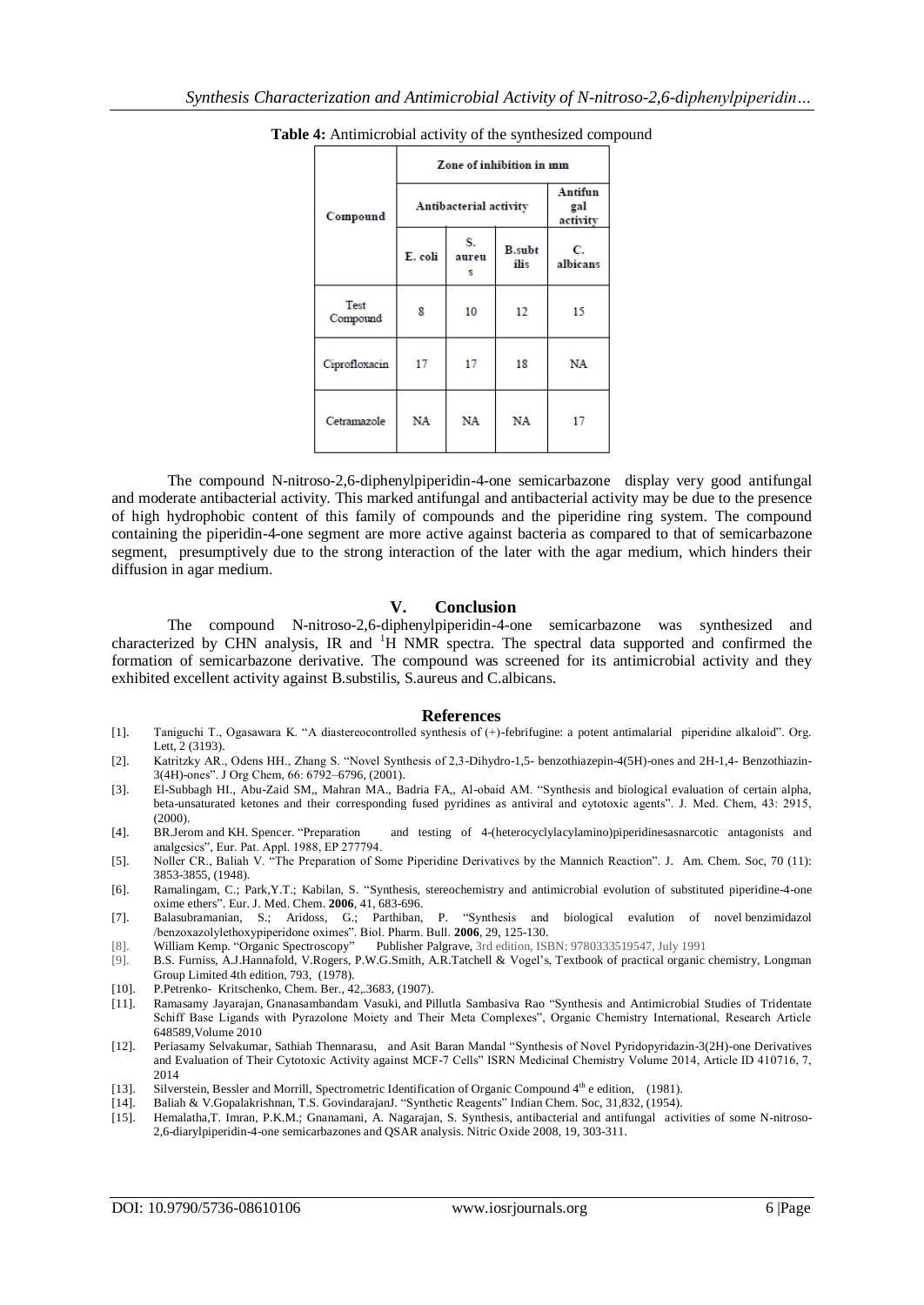**Table 4:** Antimicrobial activity of the synthesized compound

| Compound | Zone of inhibition in mm | | | |
|---|---|---|---|---|
| | Antibacterial activity | | | Antifungal activity |
| | E. coli | S. aureus | B.subtilis | C. albicans |
| Test Compound | 8 | 10 | 12 | 15 |
| Ciprofloxacin | 17 | 17 | 18 | NA |
| Cetramazole | NA | NA | NA | 17 |

The compound N-nitroso-2,6-diphenylpiperidin-4-one semicarbazone display very good antifungal and moderate antibacterial activity. This marked antifungal and antibacterial activity may be due to the presence of high hydrophobic content of this family of compounds and the piperidine ring system. The compound containing the piperidin-4-one segment are more active against bacteria as compared to that of semicarbazone segment, presumptively due to the strong interaction of the later with the agar medium, which hinders their diffusion in agar medium.

## V. Conclusion

The compound N-nitroso-2,6-diphenylpiperidin-4-one semicarbazone was synthesized and characterized by CHN analysis, IR and $^1$H NMR spectra. The spectral data supported and confirmed the formation of semicarbazone derivative. The compound was screened for its antimicrobial activity and they exhibited excellent activity against B.substilis, S.aureus and C.albicans.

## References

[1]. Taniguchi T., Ogasawara K. "A diastereocontrolled synthesis of (+)-febrifugine: a potent antimalarial piperidine alkaloid". Org. Lett, 2 (3193).

[2]. Katritzky AR., Odens HH., Zhang S. "Novel Synthesis of 2,3-Dihydro-1,5- benzothiazepin-4(5H)-ones and 2H-1,4- Benzothiazin-3(4H)-ones". J Org Chem, 66: 6792–6796, (2001).

[3]. El-Subbagh HI., Abu-Zaid SM,, Mahran MA., Badria FA,, Al-obaid AM. "Synthesis and biological evaluation of certain alpha, beta-unsaturated ketones and their corresponding fused pyridines as antiviral and cytotoxic agents". J. Med. Chem, 43: 2915, (2000).

[4]. BR.Jerom and KH. Spencer. "Preparation and testing of 4-(heterocyclylacylamino)piperidinesasnarcotic antagonists and analgesics", Eur. Pat. Appl. 1988, EP 277794.

[5]. Noller CR., Baliah V. "The Preparation of Some Piperidine Derivatives by the Mannich Reaction". J. Am. Chem. Soc, 70 (11): 3853-3855, (1948).

[6]. Ramalingam, C.; Park,Y.T.; Kabilan, S. "Synthesis, stereochemistry and antimicrobial evolution of substituted piperidine-4-one oxime ethers". Eur. J. Med. Chem. **2006**, 41, 683-696.

[7]. Balasubramanian, S.; Aridoss, G.; Parthiban, P. "Synthesis and biological evalution of novel benzimidazol /benzoxazolylethoxypiperidone oximes". Biol. Pharm. Bull. **2006**, 29, 125-130.

[8]. William Kemp. "Organic Spectroscopy" Publisher Palgrave, 3rd edition, ISBN: 9780333519547, July 1991

[9]. B.S. Furniss, A.J.Hannafold, V.Rogers, P.W.G.Smith, A.R.Tatchell & Vogel's, Textbook of practical organic chemistry, Longman Group Limited 4th edition, 793, (1978).

[10]. P.Petrenko- Kritschenko, Chem. Ber., 42,.3683, (1907).

[11]. Ramasamy Jayarajan, Gnanasambandam Vasuki, and Pillutla Sambasiva Rao "Synthesis and Antimicrobial Studies of Tridentate Schiff Base Ligands with Pyrazolone Moiety and Their Meta Complexes", Organic Chemistry International, Research Article 648589,Volume 2010

[12]. Periasamy Selvakumar, Sathiah Thennarasu, and Asit Baran Mandal "Synthesis of Novel Pyridopyridazin-3(2H)-one Derivatives and Evaluation of Their Cytotoxic Activity against MCF-7 Cells" ISRN Medicinal Chemistry Volume 2014, Article ID 410716, 7, 2014

[13]. Silverstein, Bessler and Morrill, Spectrometric Identification of Organic Compound 4th e edition, (1981).

[14]. Baliah & V.Gopalakrishnan, T.S. GovindarajanJ. "Synthetic Reagents" Indian Chem. Soc, 31,832, (1954).

[15]. Hemalatha,T. Imran, P.K.M.; Gnanamani, A. Nagarajan, S. Synthesis, antibacterial and antifungal activities of some N-nitroso-2,6-diarylpiperidin-4-one semicarbazones and QSAR analysis. Nitric Oxide 2008, 19, 303-311.